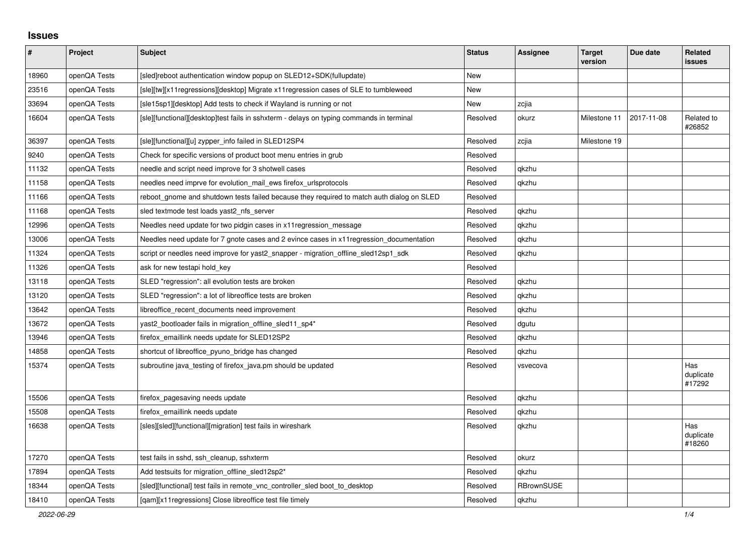## Issues

| # | Project | Subject | Status | Assignee | Target version | Due date | Related issues |
|---|---|---|---|---|---|---|---|
| 18960 | openQA Tests | [sled]reboot authentication window popup on SLED12+SDK(fullupdate) | New | | | | |
| 23516 | openQA Tests | [sle][tw][x11regressions][desktop] Migrate x11regression cases of SLE to tumbleweed | New | | | | |
| 33694 | openQA Tests | [sle15sp1][desktop] Add tests to check if Wayland is running or not | New | zcjia | | | |
| 16604 | openQA Tests | [sle][functional][desktop]test fails in sshxterm - delays on typing commands in terminal | Resolved | okurz | Milestone 11 | 2017-11-08 | Related to #26852 |
| 36397 | openQA Tests | [sle][functional][u] zypper_info failed in SLED12SP4 | Resolved | zcjia | Milestone 19 | | |
| 9240 | openQA Tests | Check for specific versions of product boot menu entries in grub | Resolved | | | | |
| 11132 | openQA Tests | needle and script need improve for 3 shotwell cases | Resolved | qkzhu | | | |
| 11158 | openQA Tests | needles need imprve for evolution_mail_ews firefox_urlsprotocols | Resolved | qkzhu | | | |
| 11166 | openQA Tests | reboot_gnome and shutdown tests failed because they required to match auth dialog on SLED | Resolved | | | | |
| 11168 | openQA Tests | sled textmode test loads yast2_nfs_server | Resolved | qkzhu | | | |
| 12996 | openQA Tests | Needles need update for two pidgin cases in x11regression_message | Resolved | qkzhu | | | |
| 13006 | openQA Tests | Needles need update for 7 gnote cases and 2 evince cases in x11regression_documentation | Resolved | qkzhu | | | |
| 11324 | openQA Tests | script or needles need improve for yast2_snapper - migration_offline_sled12sp1_sdk | Resolved | qkzhu | | | |
| 11326 | openQA Tests | ask for new testapi hold_key | Resolved | | | | |
| 13118 | openQA Tests | SLED "regression": all evolution tests are broken | Resolved | qkzhu | | | |
| 13120 | openQA Tests | SLED "regression": a lot of libreoffice tests are broken | Resolved | qkzhu | | | |
| 13642 | openQA Tests | libreoffice_recent_documents need improvement | Resolved | qkzhu | | | |
| 13672 | openQA Tests | yast2_bootloader fails in migration_offline_sled11_sp4* | Resolved | dgutu | | | |
| 13946 | openQA Tests | firefox_emaillink needs update for SLED12SP2 | Resolved | qkzhu | | | |
| 14858 | openQA Tests | shortcut of libreoffice_pyuno_bridge has changed | Resolved | qkzhu | | | |
| 15374 | openQA Tests | subroutine java_testing of firefox_java.pm should be updated | Resolved | vsvecova | | | Has duplicate #17292 |
| 15506 | openQA Tests | firefox_pagesaving needs update | Resolved | qkzhu | | | |
| 15508 | openQA Tests | firefox_emaillink needs update | Resolved | qkzhu | | | |
| 16638 | openQA Tests | [sles][sled][functional][migration] test fails in wireshark | Resolved | qkzhu | | | Has duplicate #18260 |
| 17270 | openQA Tests | test fails in sshd, ssh_cleanup, sshxterm | Resolved | okurz | | | |
| 17894 | openQA Tests | Add testsuits for migration_offline_sled12sp2* | Resolved | qkzhu | | | |
| 18344 | openQA Tests | [sled][functional] test fails in remote_vnc_controller_sled boot_to_desktop | Resolved | RBrownSUSE | | | |
| 18410 | openQA Tests | [qam][x11regressions] Close libreoffice test file timely | Resolved | qkzhu | | | |

2022-06-29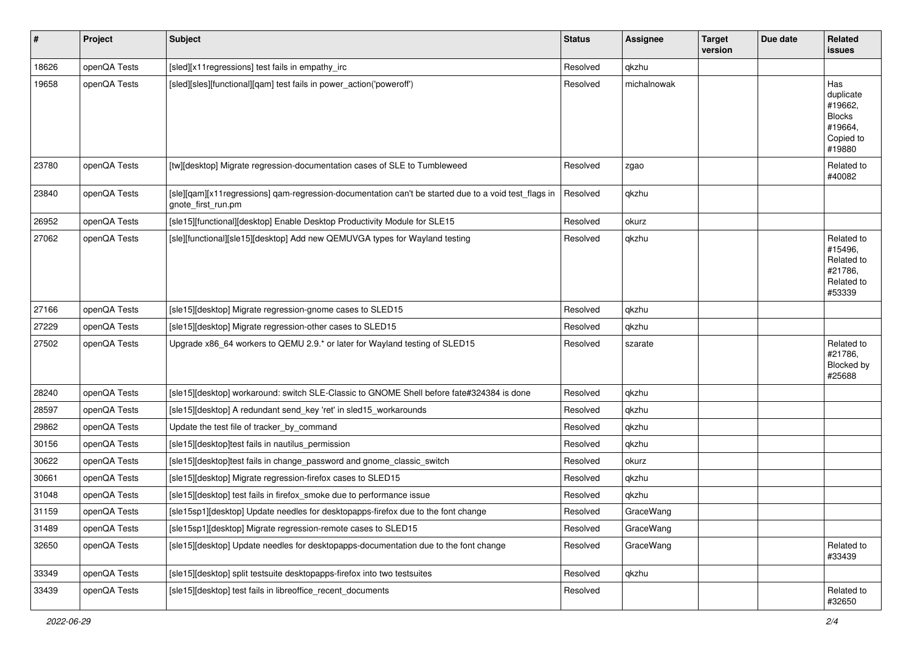| # | Project | Subject | Status | Assignee | Target version | Due date | Related issues |
|---|---|---|---|---|---|---|---|
| 18626 | openQA Tests | [sled][x11regressions] test fails in empathy_irc | Resolved | qkzhu | | | |
| 19658 | openQA Tests | [sled][sles][functional][qam] test fails in power_action('poweroff') | Resolved | michalnowak | | | Has duplicate #19662, Blocks #19664, Copied to #19880 |
| 23780 | openQA Tests | [tw][desktop] Migrate regression-documentation cases of SLE to Tumbleweed | Resolved | zgao | | | Related to #40082 |
| 23840 | openQA Tests | [sle][qam][x11regressions] qam-regression-documentation can't be started due to a void test_flags in gnote_first_run.pm | Resolved | qkzhu | | | |
| 26952 | openQA Tests | [sle15][functional][desktop] Enable Desktop Productivity Module for SLE15 | Resolved | okurz | | | |
| 27062 | openQA Tests | [sle][functional][sle15][desktop] Add new QEMUVGA types for Wayland testing | Resolved | qkzhu | | | Related to #15496, Related to #21786, Related to #53339 |
| 27166 | openQA Tests | [sle15][desktop] Migrate regression-gnome cases to SLED15 | Resolved | qkzhu | | | |
| 27229 | openQA Tests | [sle15][desktop] Migrate regression-other cases to SLED15 | Resolved | qkzhu | | | |
| 27502 | openQA Tests | Upgrade x86_64 workers to QEMU 2.9.* or later for Wayland testing of SLED15 | Resolved | szarate | | | Related to #21786, Blocked by #25688 |
| 28240 | openQA Tests | [sle15][desktop] workaround: switch SLE-Classic to GNOME Shell before fate#324384 is done | Resolved | qkzhu | | | |
| 28597 | openQA Tests | [sle15][desktop] A redundant send_key 'ret' in sled15_workarounds | Resolved | qkzhu | | | |
| 29862 | openQA Tests | Update the test file of tracker_by_command | Resolved | qkzhu | | | |
| 30156 | openQA Tests | [sle15][desktop]test fails in nautilus_permission | Resolved | qkzhu | | | |
| 30622 | openQA Tests | [sle15][desktop]test fails in change_password and gnome_classic_switch | Resolved | okurz | | | |
| 30661 | openQA Tests | [sle15][desktop] Migrate regression-firefox cases to SLED15 | Resolved | qkzhu | | | |
| 31048 | openQA Tests | [sle15][desktop] test fails in firefox_smoke due to performance issue | Resolved | qkzhu | | | |
| 31159 | openQA Tests | [sle15sp1][desktop] Update needles for desktopapps-firefox due to the font change | Resolved | GraceWang | | | |
| 31489 | openQA Tests | [sle15sp1][desktop] Migrate regression-remote cases to SLED15 | Resolved | GraceWang | | | |
| 32650 | openQA Tests | [sle15][desktop] Update needles for desktopapps-documentation due to the font change | Resolved | GraceWang | | | Related to #33439 |
| 33349 | openQA Tests | [sle15][desktop] split testsuite desktopapps-firefox into two testsuites | Resolved | qkzhu | | | |
| 33439 | openQA Tests | [sle15][desktop] test fails in libreoffice_recent_documents | Resolved | | | | Related to #32650 |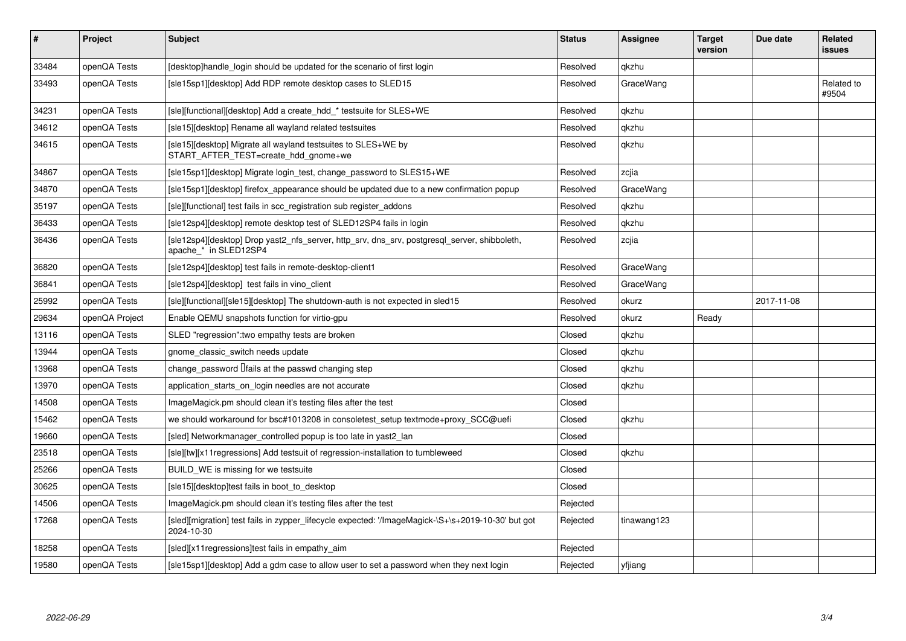| # | Project | Subject | Status | Assignee | Target version | Due date | Related issues |
|---|---|---|---|---|---|---|---|
| 33484 | openQA Tests | [desktop]handle_login should be updated for the scenario of first login | Resolved | qkzhu | | | |
| 33493 | openQA Tests | [sle15sp1][desktop] Add RDP remote desktop cases to SLED15 | Resolved | GraceWang | | | Related to #9504 |
| 34231 | openQA Tests | [sle][functional][desktop] Add a create_hdd_* testsuite for SLES+WE | Resolved | qkzhu | | | |
| 34612 | openQA Tests | [sle15][desktop] Rename all wayland related testsuites | Resolved | qkzhu | | | |
| 34615 | openQA Tests | [sle15][desktop] Migrate all wayland testsuites to SLES+WE by START_AFTER_TEST=create_hdd_gnome+we | Resolved | qkzhu | | | |
| 34867 | openQA Tests | [sle15sp1][desktop] Migrate login_test, change_password to SLES15+WE | Resolved | zcjia | | | |
| 34870 | openQA Tests | [sle15sp1][desktop] firefox_appearance should be updated due to a new confirmation popup | Resolved | GraceWang | | | |
| 35197 | openQA Tests | [sle][functional] test fails in scc_registration sub register_addons | Resolved | qkzhu | | | |
| 36433 | openQA Tests | [sle12sp4][desktop] remote desktop test of SLED12SP4 fails in login | Resolved | qkzhu | | | |
| 36436 | openQA Tests | [sle12sp4][desktop] Drop yast2_nfs_server, http_srv, dns_srv, postgresql_server, shibboleth, apache_* in SLED12SP4 | Resolved | zcjia | | | |
| 36820 | openQA Tests | [sle12sp4][desktop] test fails in remote-desktop-client1 | Resolved | GraceWang | | | |
| 36841 | openQA Tests | [sle12sp4][desktop] test fails in vino_client | Resolved | GraceWang | | | |
| 25992 | openQA Tests | [sle][functional][sle15][desktop] The shutdown-auth is not expected in sled15 | Resolved | okurz | | 2017-11-08 | |
| 29634 | openQA Project | Enable QEMU snapshots function for virtio-gpu | Resolved | okurz | Ready | | |
| 13116 | openQA Tests | SLED "regression":two empathy tests are broken | Closed | qkzhu | | | |
| 13944 | openQA Tests | gnome_classic_switch needs update | Closed | qkzhu | | | |
| 13968 | openQA Tests | change_password fails at the passwd changing step | Closed | qkzhu | | | |
| 13970 | openQA Tests | application_starts_on_login needles are not accurate | Closed | qkzhu | | | |
| 14508 | openQA Tests | ImageMagick.pm should clean it's testing files after the test | Closed | | | | |
| 15462 | openQA Tests | we should workaround for bsc#1013208 in consoletest_setup textmode+proxy_SCC@uefi | Closed | qkzhu | | | |
| 19660 | openQA Tests | [sled] Networkmanager_controlled popup is too late in yast2_lan | Closed | | | | |
| 23518 | openQA Tests | [sle][tw][x11regressions] Add testsuit of regression-installation to tumbleweed | Closed | qkzhu | | | |
| 25266 | openQA Tests | BUILD_WE is missing for we testsuite | Closed | | | | |
| 30625 | openQA Tests | [sle15][desktop]test fails in boot_to_desktop | Closed | | | | |
| 14506 | openQA Tests | ImageMagick.pm should clean it's testing files after the test | Rejected | | | | |
| 17268 | openQA Tests | [sled][migration] test fails in zypper_lifecycle expected: '/ImageMagick-\S+\s+2019-10-30' but got 2024-10-30 | Rejected | tinawang123 | | | |
| 18258 | openQA Tests | [sled][x11regressions]test fails in empathy_aim | Rejected | | | | |
| 19580 | openQA Tests | [sle15sp1][desktop] Add a gdm case to allow user to set a password when they next login | Rejected | yfjiang | | | |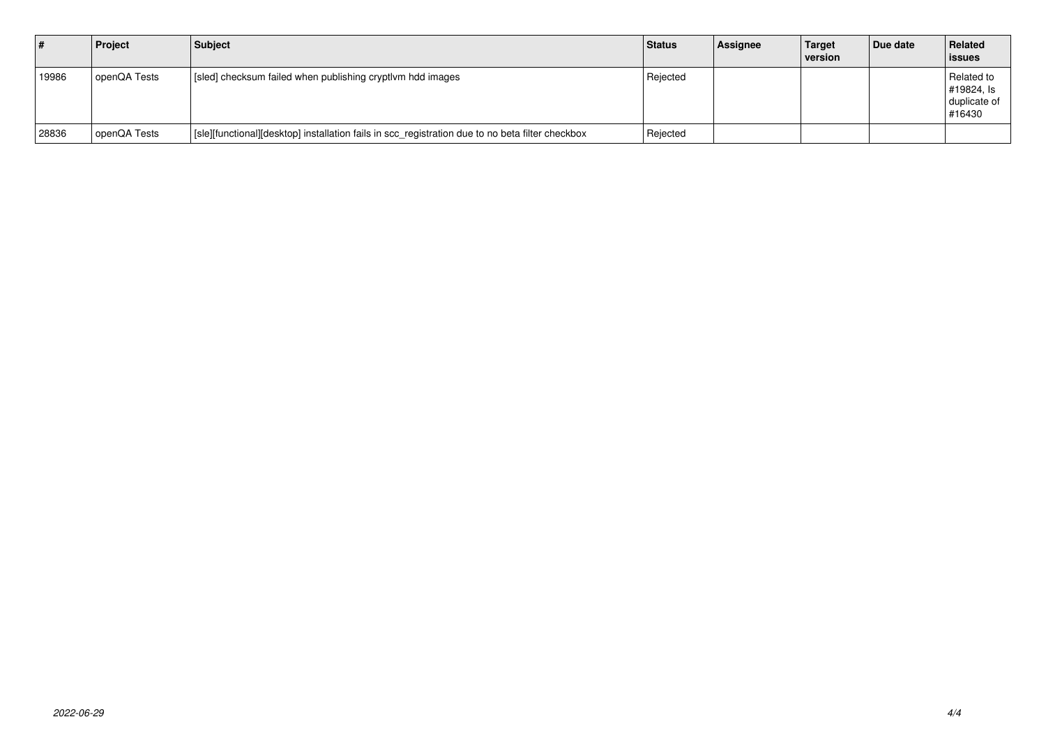| # | Project | Subject | Status | Assignee | Target version | Due date | Related issues |
|---|---|---|---|---|---|---|---|
| 19986 | openQA Tests | [sled] checksum failed when publishing cryptlvm hdd images | Rejected | | | | Related to #19824, Is duplicate of #16430 |
| 28836 | openQA Tests | [sle][functional][desktop] installation fails in scc_registration due to no beta filter checkbox | Rejected | | | | |